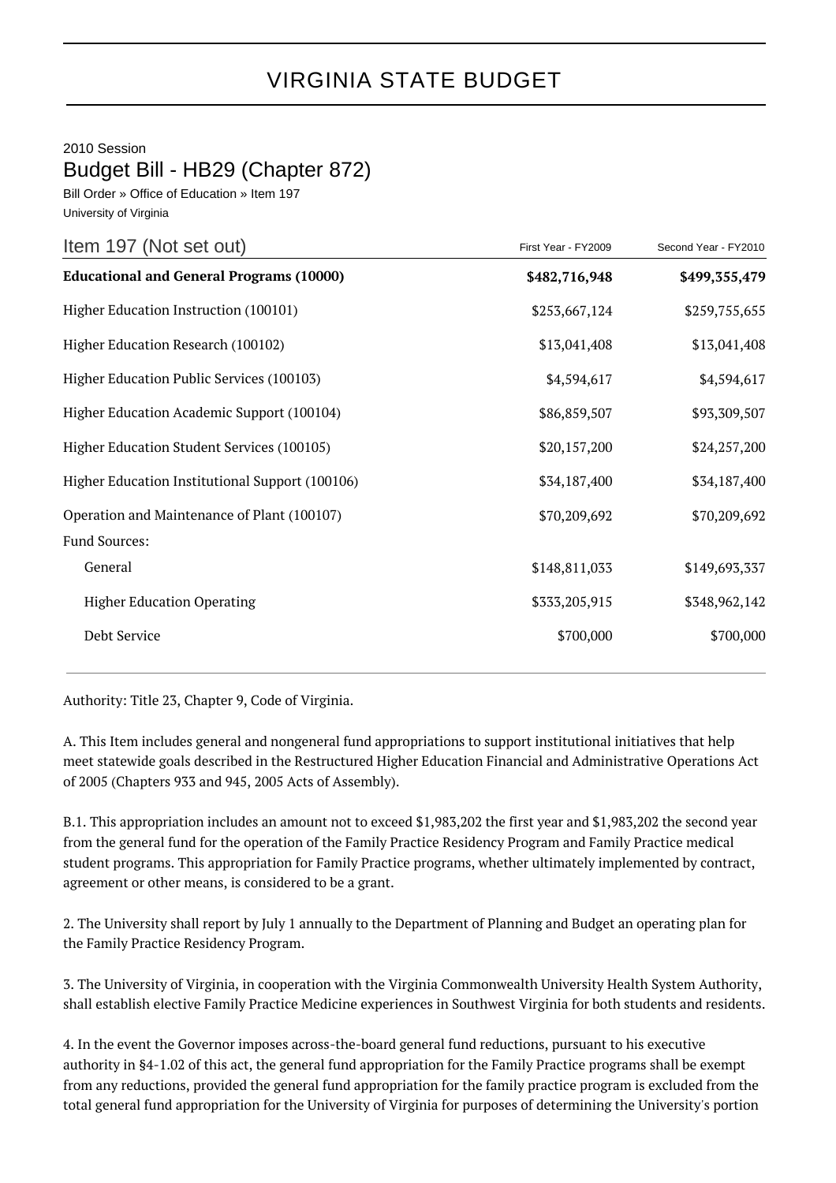# VIRGINIA STATE BUDGET

2010 Session

## Budget Bill - HB29 (Chapter 872)

Bill Order » Office of Education » Item 197

University of Virginia

| Item 197 (Not set out) | First Year - FY2009 | Second Year - FY2010 |
|---|---|---|
| **Educational and General Programs (10000)** | **$482,716,948** | **$499,355,479** |
| Higher Education Instruction (100101) | $253,667,124 | $259,755,655 |
| Higher Education Research (100102) | $13,041,408 | $13,041,408 |
| Higher Education Public Services (100103) | $4,594,617 | $4,594,617 |
| Higher Education Academic Support (100104) | $86,859,507 | $93,309,507 |
| Higher Education Student Services (100105) | $20,157,200 | $24,257,200 |
| Higher Education Institutional Support (100106) | $34,187,400 | $34,187,400 |
| Operation and Maintenance of Plant (100107) | $70,209,692 | $70,209,692 |
| Fund Sources: | | |
| General | $148,811,033 | $149,693,337 |
| Higher Education Operating | $333,205,915 | $348,962,142 |
| Debt Service | $700,000 | $700,000 |

Authority: Title 23, Chapter 9, Code of Virginia.

A. This Item includes general and nongeneral fund appropriations to support institutional initiatives that help meet statewide goals described in the Restructured Higher Education Financial and Administrative Operations Act of 2005 (Chapters 933 and 945, 2005 Acts of Assembly).

B.1. This appropriation includes an amount not to exceed $1,983,202 the first year and $1,983,202 the second year from the general fund for the operation of the Family Practice Residency Program and Family Practice medical student programs. This appropriation for Family Practice programs, whether ultimately implemented by contract, agreement or other means, is considered to be a grant.

2. The University shall report by July 1 annually to the Department of Planning and Budget an operating plan for the Family Practice Residency Program.

3. The University of Virginia, in cooperation with the Virginia Commonwealth University Health System Authority, shall establish elective Family Practice Medicine experiences in Southwest Virginia for both students and residents.

4. In the event the Governor imposes across-the-board general fund reductions, pursuant to his executive authority in §4-1.02 of this act, the general fund appropriation for the Family Practice programs shall be exempt from any reductions, provided the general fund appropriation for the family practice program is excluded from the total general fund appropriation for the University of Virginia for purposes of determining the University's portion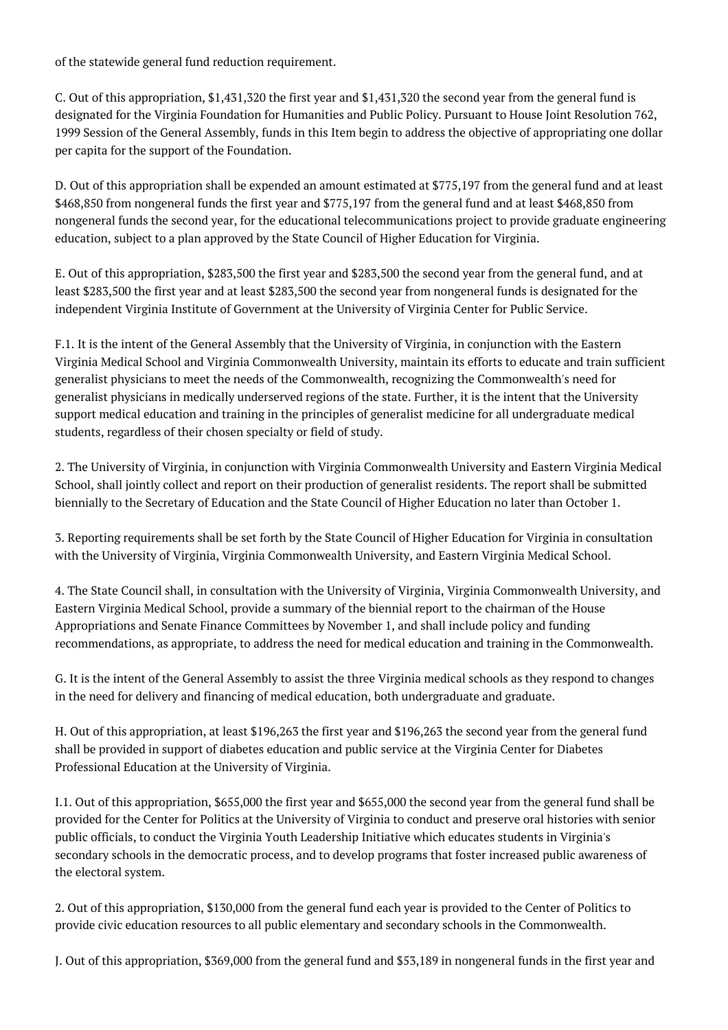of the statewide general fund reduction requirement.

C. Out of this appropriation, $1,431,320 the first year and $1,431,320 the second year from the general fund is designated for the Virginia Foundation for Humanities and Public Policy. Pursuant to House Joint Resolution 762, 1999 Session of the General Assembly, funds in this Item begin to address the objective of appropriating one dollar per capita for the support of the Foundation.

D. Out of this appropriation shall be expended an amount estimated at $775,197 from the general fund and at least $468,850 from nongeneral funds the first year and $775,197 from the general fund and at least $468,850 from nongeneral funds the second year, for the educational telecommunications project to provide graduate engineering education, subject to a plan approved by the State Council of Higher Education for Virginia.

E. Out of this appropriation, $283,500 the first year and $283,500 the second year from the general fund, and at least $283,500 the first year and at least $283,500 the second year from nongeneral funds is designated for the independent Virginia Institute of Government at the University of Virginia Center for Public Service.

F.1. It is the intent of the General Assembly that the University of Virginia, in conjunction with the Eastern Virginia Medical School and Virginia Commonwealth University, maintain its efforts to educate and train sufficient generalist physicians to meet the needs of the Commonwealth, recognizing the Commonwealth's need for generalist physicians in medically underserved regions of the state. Further, it is the intent that the University support medical education and training in the principles of generalist medicine for all undergraduate medical students, regardless of their chosen specialty or field of study.

2. The University of Virginia, in conjunction with Virginia Commonwealth University and Eastern Virginia Medical School, shall jointly collect and report on their production of generalist residents. The report shall be submitted biennially to the Secretary of Education and the State Council of Higher Education no later than October 1.

3. Reporting requirements shall be set forth by the State Council of Higher Education for Virginia in consultation with the University of Virginia, Virginia Commonwealth University, and Eastern Virginia Medical School.

4. The State Council shall, in consultation with the University of Virginia, Virginia Commonwealth University, and Eastern Virginia Medical School, provide a summary of the biennial report to the chairman of the House Appropriations and Senate Finance Committees by November 1, and shall include policy and funding recommendations, as appropriate, to address the need for medical education and training in the Commonwealth.

G. It is the intent of the General Assembly to assist the three Virginia medical schools as they respond to changes in the need for delivery and financing of medical education, both undergraduate and graduate.

H. Out of this appropriation, at least $196,263 the first year and $196,263 the second year from the general fund shall be provided in support of diabetes education and public service at the Virginia Center for Diabetes Professional Education at the University of Virginia.

I.1. Out of this appropriation, $655,000 the first year and $655,000 the second year from the general fund shall be provided for the Center for Politics at the University of Virginia to conduct and preserve oral histories with senior public officials, to conduct the Virginia Youth Leadership Initiative which educates students in Virginia's secondary schools in the democratic process, and to develop programs that foster increased public awareness of the electoral system.

2. Out of this appropriation, $130,000 from the general fund each year is provided to the Center of Politics to provide civic education resources to all public elementary and secondary schools in the Commonwealth.

J. Out of this appropriation, $369,000 from the general fund and $53,189 in nongeneral funds in the first year and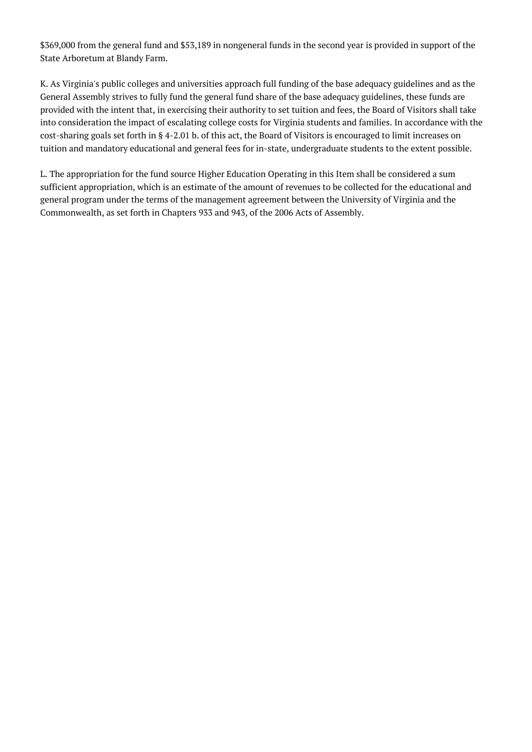$369,000 from the general fund and $53,189 in nongeneral funds in the second year is provided in support of the State Arboretum at Blandy Farm.

K. As Virginia's public colleges and universities approach full funding of the base adequacy guidelines and as the General Assembly strives to fully fund the general fund share of the base adequacy guidelines, these funds are provided with the intent that, in exercising their authority to set tuition and fees, the Board of Visitors shall take into consideration the impact of escalating college costs for Virginia students and families. In accordance with the cost-sharing goals set forth in § 4-2.01 b. of this act, the Board of Visitors is encouraged to limit increases on tuition and mandatory educational and general fees for in-state, undergraduate students to the extent possible.

L. The appropriation for the fund source Higher Education Operating in this Item shall be considered a sum sufficient appropriation, which is an estimate of the amount of revenues to be collected for the educational and general program under the terms of the management agreement between the University of Virginia and the Commonwealth, as set forth in Chapters 933 and 943, of the 2006 Acts of Assembly.